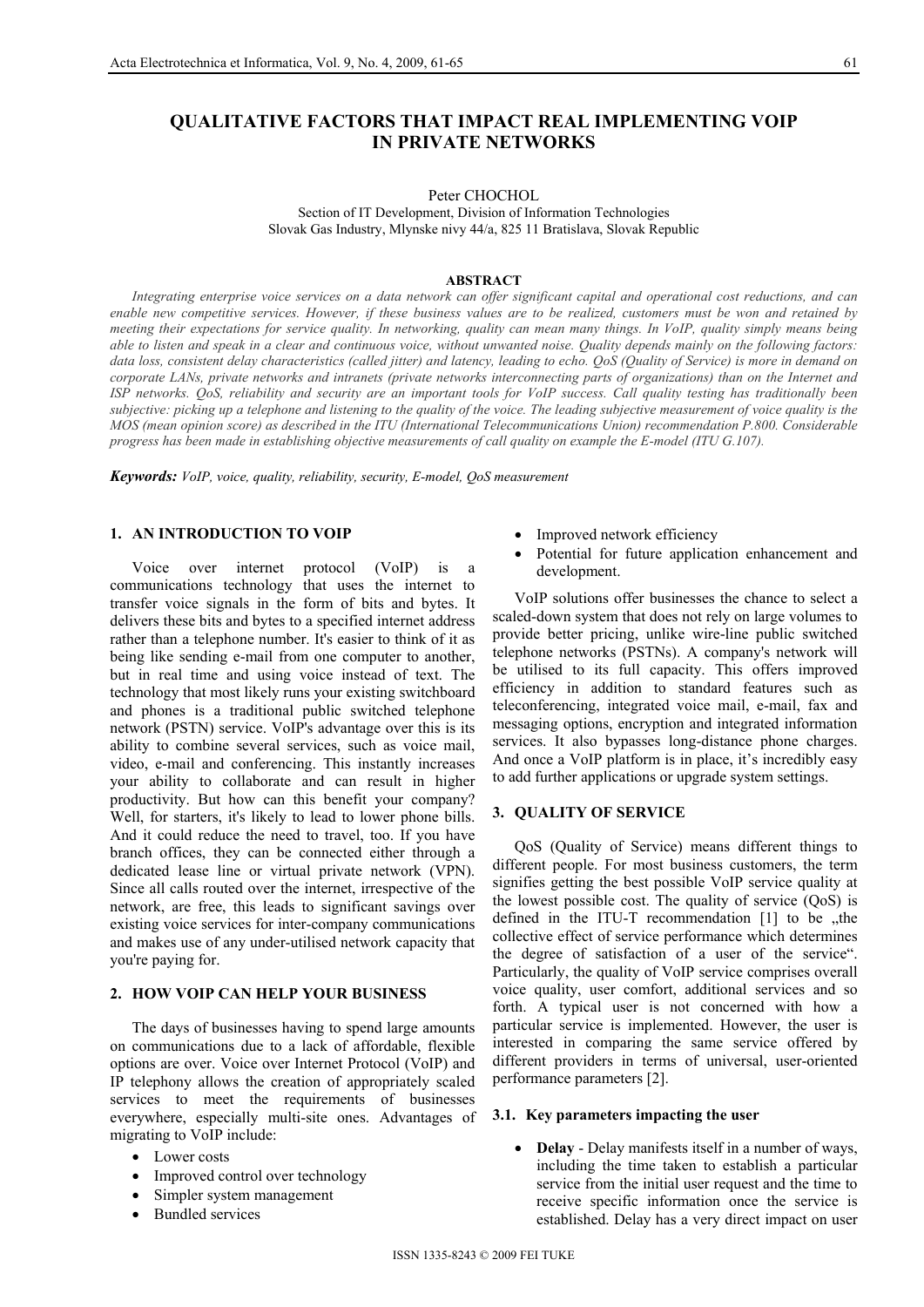# QUALITATIVE FACTORS THAT IMPACT REAL IMPLEMENTING VOIP IN PRIVATE NETWORKS

Peter CHOCHOL

Section of IT Development, Division of Information Technologies
Slovak Gas Industry, Mlynske nivy 44/a, 825 11 Bratislava, Slovak Republic

## ABSTRACT

*Integrating enterprise voice services on a data network can offer significant capital and operational cost reductions, and can enable new competitive services. However, if these business values are to be realized, customers must be won and retained by meeting their expectations for service quality. In networking, quality can mean many things. In VoIP, quality simply means being able to listen and speak in a clear and continuous voice, without unwanted noise. Quality depends mainly on the following factors: data loss, consistent delay characteristics (called jitter) and latency, leading to echo. QoS (Quality of Service) is more in demand on corporate LANs, private networks and intranets (private networks interconnecting parts of organizations) than on the Internet and ISP networks. QoS, reliability and security are an important tools for VoIP success. Call quality testing has traditionally been subjective: picking up a telephone and listening to the quality of the voice. The leading subjective measurement of voice quality is the MOS (mean opinion score) as described in the ITU (International Telecommunications Union) recommendation P.800. Considerable progress has been made in establishing objective measurements of call quality on example the E-model (ITU G.107).*

***Keywords:*** *VoIP, voice, quality, reliability, security, E-model, QoS measurement*

## 1. AN INTRODUCTION TO VOIP

Voice over internet protocol (VoIP) is a communications technology that uses the internet to transfer voice signals in the form of bits and bytes. It delivers these bits and bytes to a specified internet address rather than a telephone number. It's easier to think of it as being like sending e-mail from one computer to another, but in real time and using voice instead of text. The technology that most likely runs your existing switchboard and phones is a traditional public switched telephone network (PSTN) service. VoIP's advantage over this is its ability to combine several services, such as voice mail, video, e-mail and conferencing. This instantly increases your ability to collaborate and can result in higher productivity. But how can this benefit your company? Well, for starters, it's likely to lead to lower phone bills. And it could reduce the need to travel, too. If you have branch offices, they can be connected either through a dedicated lease line or virtual private network (VPN). Since all calls routed over the internet, irrespective of the network, are free, this leads to significant savings over existing voice services for inter-company communications and makes use of any under-utilised network capacity that you're paying for.

## 2. HOW VOIP CAN HELP YOUR BUSINESS

The days of businesses having to spend large amounts on communications due to a lack of affordable, flexible options are over. Voice over Internet Protocol (VoIP) and IP telephony allows the creation of appropriately scaled services to meet the requirements of businesses everywhere, especially multi-site ones. Advantages of migrating to VoIP include:

- Lower costs
- Improved control over technology
- Simpler system management
- Bundled services
- Improved network efficiency
- Potential for future application enhancement and development.

VoIP solutions offer businesses the chance to select a scaled-down system that does not rely on large volumes to provide better pricing, unlike wire-line public switched telephone networks (PSTNs). A company's network will be utilised to its full capacity. This offers improved efficiency in addition to standard features such as teleconferencing, integrated voice mail, e-mail, fax and messaging options, encryption and integrated information services. It also bypasses long-distance phone charges. And once a VoIP platform is in place, it's incredibly easy to add further applications or upgrade system settings.

## 3. QUALITY OF SERVICE

QoS (Quality of Service) means different things to different people. For most business customers, the term signifies getting the best possible VoIP service quality at the lowest possible cost. The quality of service (QoS) is defined in the ITU-T recommendation [1] to be „the collective effect of service performance which determines the degree of satisfaction of a user of the service". Particularly, the quality of VoIP service comprises overall voice quality, user comfort, additional services and so forth. A typical user is not concerned with how a particular service is implemented. However, the user is interested in comparing the same service offered by different providers in terms of universal, user-oriented performance parameters [2].

### 3.1. Key parameters impacting the user

- **Delay** - Delay manifests itself in a number of ways, including the time taken to establish a particular service from the initial user request and the time to receive specific information once the service is established. Delay has a very direct impact on user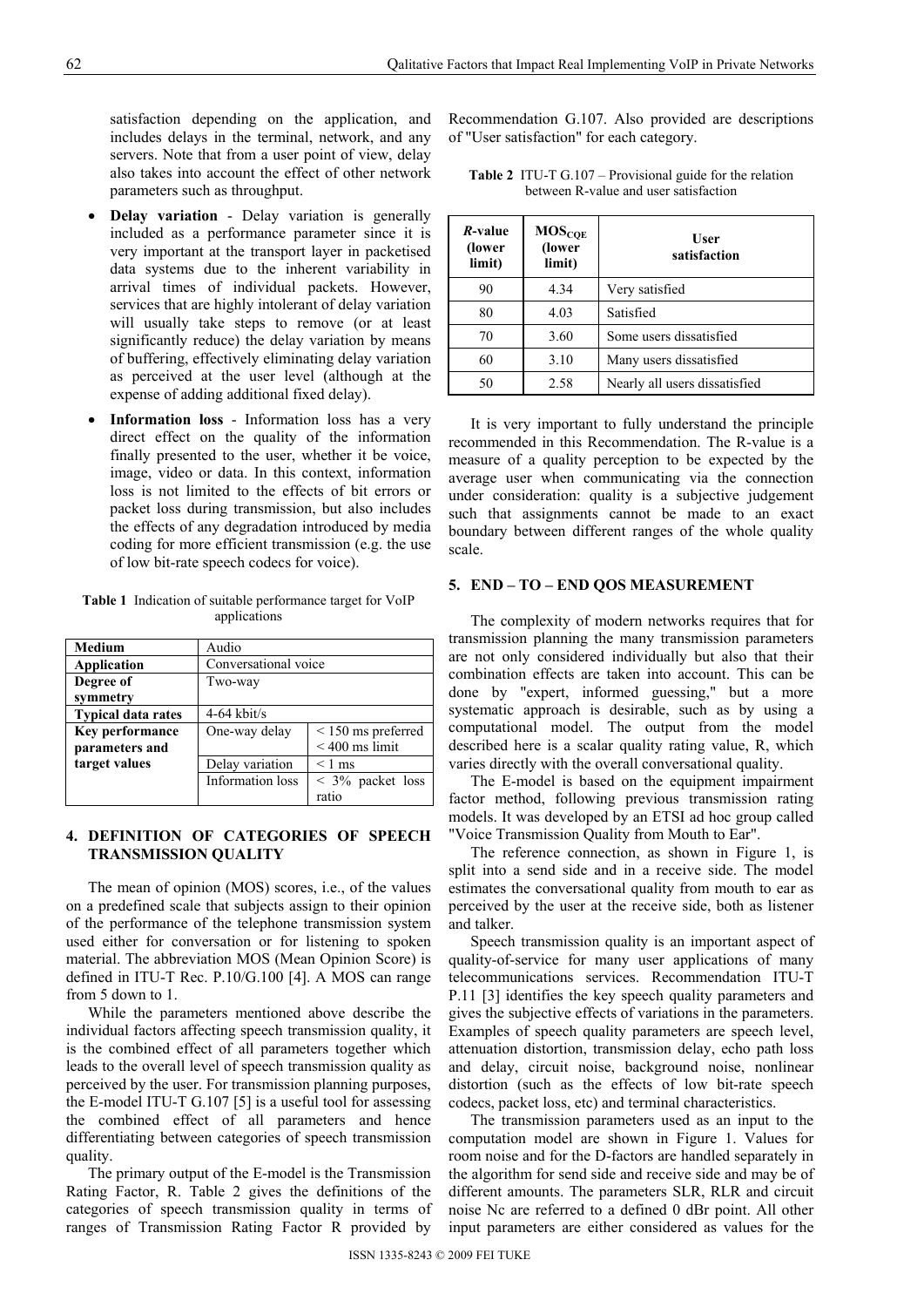satisfaction depending on the application, and includes delays in the terminal, network, and any servers. Note that from a user point of view, delay also takes into account the effect of other network parameters such as throughput.

- **Delay variation** - Delay variation is generally included as a performance parameter since it is very important at the transport layer in packetised data systems due to the inherent variability in arrival times of individual packets. However, services that are highly intolerant of delay variation will usually take steps to remove (or at least significantly reduce) the delay variation by means of buffering, effectively eliminating delay variation as perceived at the user level (although at the expense of adding additional fixed delay).
- **Information loss** - Information loss has a very direct effect on the quality of the information finally presented to the user, whether it be voice, image, video or data. In this context, information loss is not limited to the effects of bit errors or packet loss during transmission, but also includes the effects of any degradation introduced by media coding for more efficient transmission (e.g. the use of low bit-rate speech codecs for voice).

**Table 1** Indication of suitable performance target for VoIP applications

| **Medium** | Audio | |
|---|---|---|
| **Application** | Conversational voice | |
| **Degree of symmetry** | Two-way | |
| **Typical data rates** | 4-64 kbit/s | |
| **Key performance parameters and target values** | One-way delay | < 150 ms preferred < 400 ms limit |
| | Delay variation | < 1 ms |
| | Information loss | < 3% packet loss ratio |

## 4. DEFINITION OF CATEGORIES OF SPEECH TRANSMISSION QUALITY

The mean of opinion (MOS) scores, i.e., of the values on a predefined scale that subjects assign to their opinion of the performance of the telephone transmission system used either for conversation or for listening to spoken material. The abbreviation MOS (Mean Opinion Score) is defined in ITU-T Rec. P.10/G.100 [4]. A MOS can range from 5 down to 1.

While the parameters mentioned above describe the individual factors affecting speech transmission quality, it is the combined effect of all parameters together which leads to the overall level of speech transmission quality as perceived by the user. For transmission planning purposes, the E-model ITU-T G.107 [5] is a useful tool for assessing the combined effect of all parameters and hence differentiating between categories of speech transmission quality.

The primary output of the E-model is the Transmission Rating Factor, R. Table 2 gives the definitions of the categories of speech transmission quality in terms of ranges of Transmission Rating Factor R provided by Recommendation G.107. Also provided are descriptions of "User satisfaction" for each category.

**Table 2** ITU-T G.107 – Provisional guide for the relation between R-value and user satisfaction

| ***R*-value (lower limit)** | **$MOS_{CQE}$ (lower limit)** | **User satisfaction** |
|---|---|---|
| 90 | 4.34 | Very satisfied |
| 80 | 4.03 | Satisfied |
| 70 | 3.60 | Some users dissatisfied |
| 60 | 3.10 | Many users dissatisfied |
| 50 | 2.58 | Nearly all users dissatisfied |

It is very important to fully understand the principle recommended in this Recommendation. The R-value is a measure of a quality perception to be expected by the average user when communicating via the connection under consideration: quality is a subjective judgement such that assignments cannot be made to an exact boundary between different ranges of the whole quality scale.

## 5. END – TO – END QOS MEASUREMENT

The complexity of modern networks requires that for transmission planning the many transmission parameters are not only considered individually but also that their combination effects are taken into account. This can be done by "expert, informed guessing," but a more systematic approach is desirable, such as by using a computational model. The output from the model described here is a scalar quality rating value, R, which varies directly with the overall conversational quality.

The E-model is based on the equipment impairment factor method, following previous transmission rating models. It was developed by an ETSI ad hoc group called "Voice Transmission Quality from Mouth to Ear".

The reference connection, as shown in Figure 1, is split into a send side and in a receive side. The model estimates the conversational quality from mouth to ear as perceived by the user at the receive side, both as listener and talker.

Speech transmission quality is an important aspect of quality-of-service for many user applications of many telecommunications services. Recommendation ITU-T P.11 [3] identifies the key speech quality parameters and gives the subjective effects of variations in the parameters. Examples of speech quality parameters are speech level, attenuation distortion, transmission delay, echo path loss and delay, circuit noise, background noise, nonlinear distortion (such as the effects of low bit-rate speech codecs, packet loss, etc) and terminal characteristics.

The transmission parameters used as an input to the computation model are shown in Figure 1. Values for room noise and for the D-factors are handled separately in the algorithm for send side and receive side and may be of different amounts. The parameters SLR, RLR and circuit noise Nc are referred to a defined 0 dBr point. All other input parameters are either considered as values for the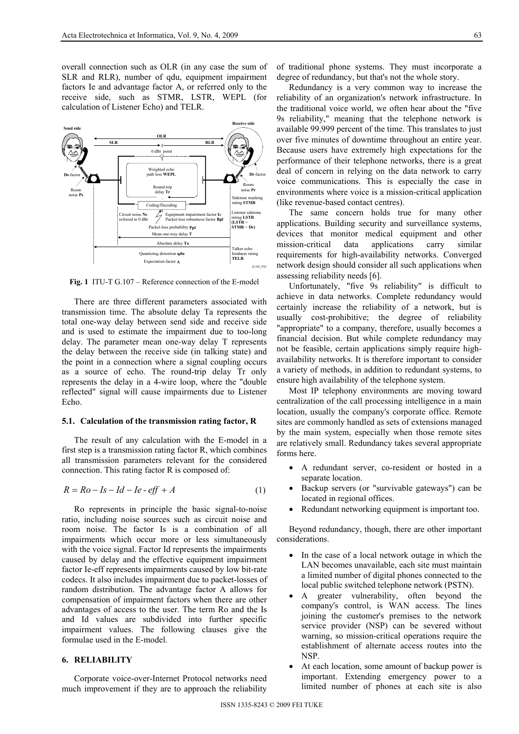overall connection such as OLR (in any case the sum of SLR and RLR), number of qdu, equipment impairment factors Ie and advantage factor A, or referred only to the receive side, such as STMR, LSTR, WEPL (for calculation of Listener Echo) and TELR.

**Fig. 1** ITU-T G.107 – Reference connection of the E-model

There are three different parameters associated with transmission time. The absolute delay Ta represents the total one-way delay between send side and receive side and is used to estimate the impairment due to too-long delay. The parameter mean one-way delay T represents the delay between the receive side (in talking state) and the point in a connection where a signal coupling occurs as a source of echo. The round-trip delay Tr only represents the delay in a 4-wire loop, where the "double reflected" signal will cause impairments due to Listener Echo.

### 5.1. Calculation of the transmission rating factor, R

The result of any calculation with the E-model in a first step is a transmission rating factor R, which combines all transmission parameters relevant for the considered connection. This rating factor R is composed of:

$$R = Ro - Is - Id - Ie\text{-}eff + A \tag{1}$$

Ro represents in principle the basic signal-to-noise ratio, including noise sources such as circuit noise and room noise. The factor Is is a combination of all impairments which occur more or less simultaneously with the voice signal. Factor Id represents the impairments caused by delay and the effective equipment impairment factor Ie-eff represents impairments caused by low bit-rate codecs. It also includes impairment due to packet-losses of random distribution. The advantage factor A allows for compensation of impairment factors when there are other advantages of access to the user. The term Ro and the Is and Id values are subdivided into further specific impairment values. The following clauses give the formulae used in the E-model.

## 6. RELIABILITY

Corporate voice-over-Internet Protocol networks need much improvement if they are to approach the reliability of traditional phone systems. They must incorporate a degree of redundancy, but that's not the whole story.

Redundancy is a very common way to increase the reliability of an organization's network infrastructure. In the traditional voice world, we often hear about the "five 9s reliability," meaning that the telephone network is available 99.999 percent of the time. This translates to just over five minutes of downtime throughout an entire year. Because users have extremely high expectations for the performance of their telephone networks, there is a great deal of concern in relying on the data network to carry voice communications. This is especially the case in environments where voice is a mission-critical application (like revenue-based contact centres).

The same concern holds true for many other applications. Building security and surveillance systems, devices that monitor medical equipment and other mission-critical data applications carry similar requirements for high-availability networks. Converged network design should consider all such applications when assessing reliability needs [6].

Unfortunately, "five 9s reliability" is difficult to achieve in data networks. Complete redundancy would certainly increase the reliability of a network, but is usually cost-prohibitive; the degree of reliability "appropriate" to a company, therefore, usually becomes a financial decision. But while complete redundancy may not be feasible, certain applications simply require high-availability networks. It is therefore important to consider a variety of methods, in addition to redundant systems, to ensure high availability of the telephone system.

Most IP telephony environments are moving toward centralization of the call processing intelligence in a main location, usually the company's corporate office. Remote sites are commonly handled as sets of extensions managed by the main system, especially when those remote sites are relatively small. Redundancy takes several appropriate forms here.

- A redundant server, co-resident or hosted in a separate location.
- Backup servers (or "survivable gateways") can be located in regional offices.
- Redundant networking equipment is important too.

Beyond redundancy, though, there are other important considerations.

- In the case of a local network outage in which the LAN becomes unavailable, each site must maintain a limited number of digital phones connected to the local public switched telephone network (PSTN).
- A greater vulnerability, often beyond the company's control, is WAN access. The lines joining the customer's premises to the network service provider (NSP) can be severed without warning, so mission-critical operations require the establishment of alternate access routes into the NSP.
- At each location, some amount of backup power is important. Extending emergency power to a limited number of phones at each site is also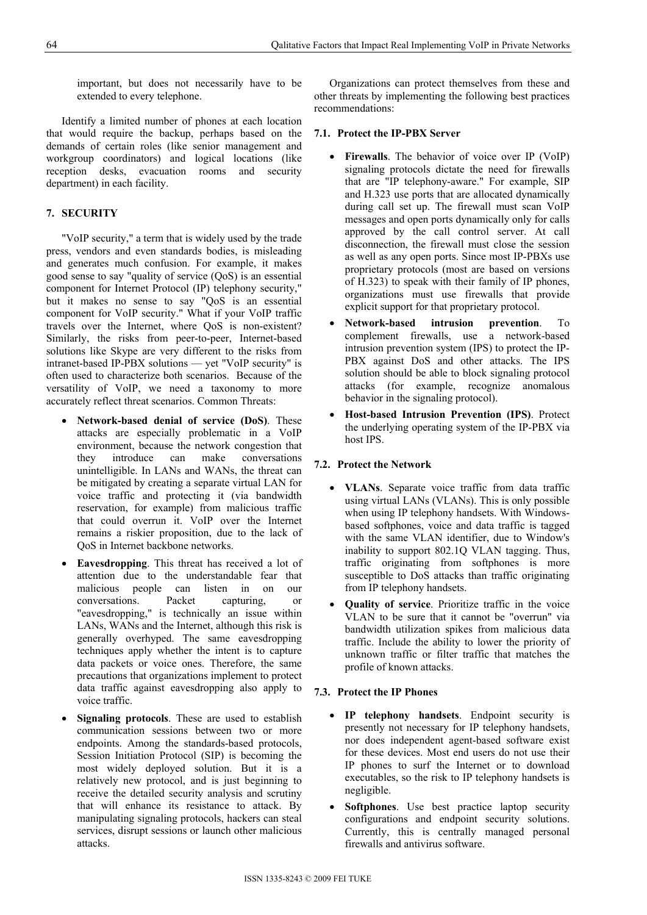important, but does not necessarily have to be extended to every telephone.

Identify a limited number of phones at each location that would require the backup, perhaps based on the demands of certain roles (like senior management and workgroup coordinators) and logical locations (like reception desks, evacuation rooms and security department) in each facility.

## 7. SECURITY

"VoIP security," a term that is widely used by the trade press, vendors and even standards bodies, is misleading and generates much confusion. For example, it makes good sense to say "quality of service (QoS) is an essential component for Internet Protocol (IP) telephony security," but it makes no sense to say "QoS is an essential component for VoIP security." What if your VoIP traffic travels over the Internet, where QoS is non-existent? Similarly, the risks from peer-to-peer, Internet-based solutions like Skype are very different to the risks from intranet-based IP-PBX solutions — yet "VoIP security" is often used to characterize both scenarios. Because of the versatility of VoIP, we need a taxonomy to more accurately reflect threat scenarios. Common Threats:

- **Network-based denial of service (DoS)**. These attacks are especially problematic in a VoIP environment, because the network congestion that they introduce can make conversations unintelligible. In LANs and WANs, the threat can be mitigated by creating a separate virtual LAN for voice traffic and protecting it (via bandwidth reservation, for example) from malicious traffic that could overrun it. VoIP over the Internet remains a riskier proposition, due to the lack of QoS in Internet backbone networks.
- **Eavesdropping**. This threat has received a lot of attention due to the understandable fear that malicious people can listen in on our conversations. Packet capturing, or "eavesdropping," is technically an issue within LANs, WANs and the Internet, although this risk is generally overhyped. The same eavesdropping techniques apply whether the intent is to capture data packets or voice ones. Therefore, the same precautions that organizations implement to protect data traffic against eavesdropping also apply to voice traffic.
- **Signaling protocols**. These are used to establish communication sessions between two or more endpoints. Among the standards-based protocols, Session Initiation Protocol (SIP) is becoming the most widely deployed solution. But it is a relatively new protocol, and is just beginning to receive the detailed security analysis and scrutiny that will enhance its resistance to attack. By manipulating signaling protocols, hackers can steal services, disrupt sessions or launch other malicious attacks.

Organizations can protect themselves from these and other threats by implementing the following best practices recommendations:

### 7.1. Protect the IP-PBX Server

- **Firewalls**. The behavior of voice over IP (VoIP) signaling protocols dictate the need for firewalls that are "IP telephony-aware." For example, SIP and H.323 use ports that are allocated dynamically during call set up. The firewall must scan VoIP messages and open ports dynamically only for calls approved by the call control server. At call disconnection, the firewall must close the session as well as any open ports. Since most IP-PBXs use proprietary protocols (most are based on versions of H.323) to speak with their family of IP phones, organizations must use firewalls that provide explicit support for that proprietary protocol.
- **Network-based intrusion prevention**. To complement firewalls, use a network-based intrusion prevention system (IPS) to protect the IP-PBX against DoS and other attacks. The IPS solution should be able to block signaling protocol attacks (for example, recognize anomalous behavior in the signaling protocol).
- **Host-based Intrusion Prevention (IPS)**. Protect the underlying operating system of the IP-PBX via host IPS.

### 7.2. Protect the Network

- **VLANs**. Separate voice traffic from data traffic using virtual LANs (VLANs). This is only possible when using IP telephony handsets. With Windows-based softphones, voice and data traffic is tagged with the same VLAN identifier, due to Window's inability to support 802.1Q VLAN tagging. Thus, traffic originating from softphones is more susceptible to DoS attacks than traffic originating from IP telephony handsets.
- **Quality of service**. Prioritize traffic in the voice VLAN to be sure that it cannot be "overrun" via bandwidth utilization spikes from malicious data traffic. Include the ability to lower the priority of unknown traffic or filter traffic that matches the profile of known attacks.

### 7.3. Protect the IP Phones

- **IP telephony handsets**. Endpoint security is presently not necessary for IP telephony handsets, nor does independent agent-based software exist for these devices. Most end users do not use their IP phones to surf the Internet or to download executables, so the risk to IP telephony handsets is negligible.
- **Softphones**. Use best practice laptop security configurations and endpoint security solutions. Currently, this is centrally managed personal firewalls and antivirus software.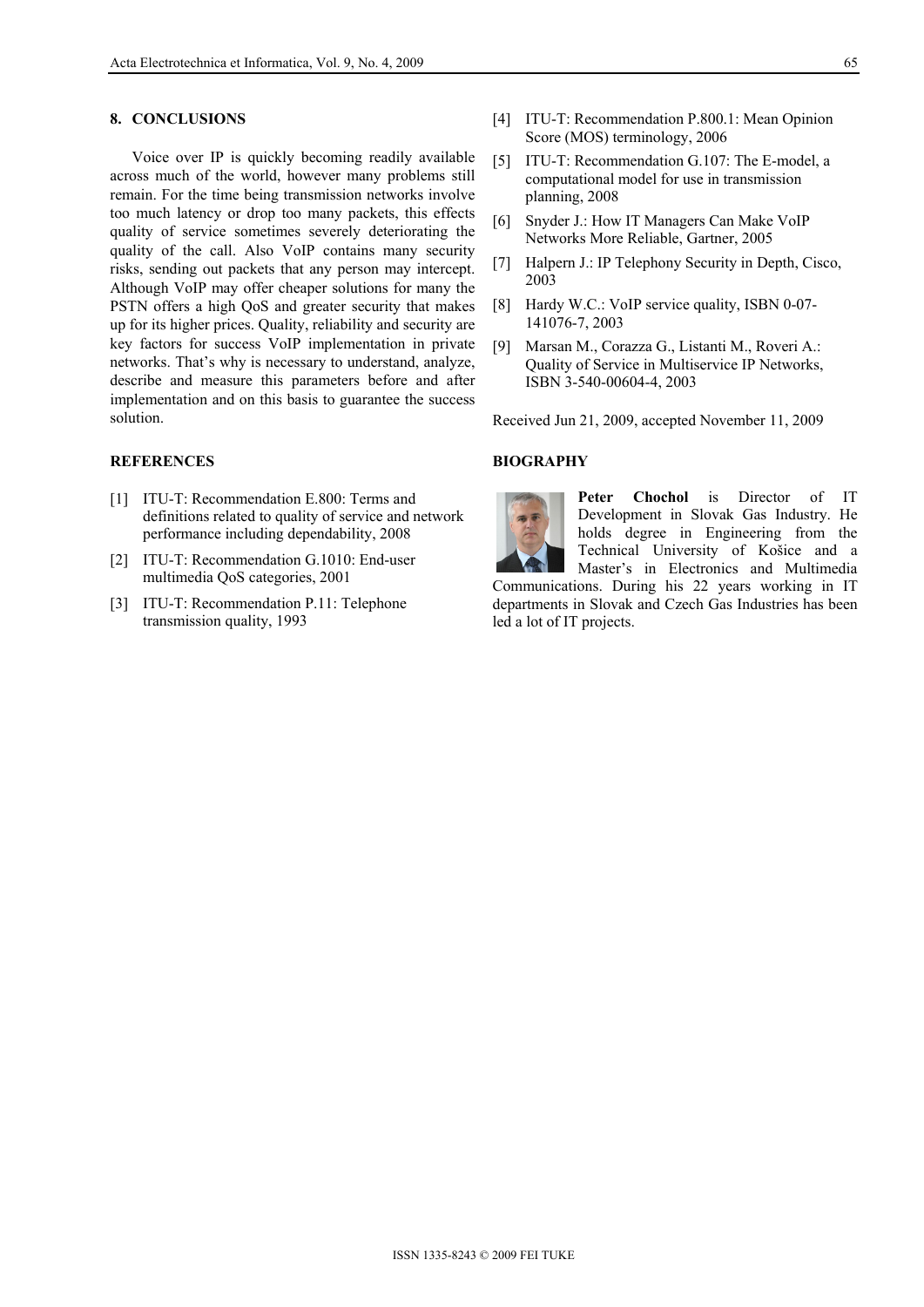## 8. CONCLUSIONS

Voice over IP is quickly becoming readily available across much of the world, however many problems still remain. For the time being transmission networks involve too much latency or drop too many packets, this effects quality of service sometimes severely deteriorating the quality of the call. Also VoIP contains many security risks, sending out packets that any person may intercept. Although VoIP may offer cheaper solutions for many the PSTN offers a high QoS and greater security that makes up for its higher prices. Quality, reliability and security are key factors for success VoIP implementation in private networks. That's why is necessary to understand, analyze, describe and measure this parameters before and after implementation and on this basis to guarantee the success solution.

## REFERENCES

[1] ITU-T: Recommendation E.800: Terms and definitions related to quality of service and network performance including dependability, 2008

[2] ITU-T: Recommendation G.1010: End-user multimedia QoS categories, 2001

[3] ITU-T: Recommendation P.11: Telephone transmission quality, 1993

[4] ITU-T: Recommendation P.800.1: Mean Opinion Score (MOS) terminology, 2006

[5] ITU-T: Recommendation G.107: The E-model, a computational model for use in transmission planning, 2008

[6] Snyder J.: How IT Managers Can Make VoIP Networks More Reliable, Gartner, 2005

[7] Halpern J.: IP Telephony Security in Depth, Cisco, 2003

[8] Hardy W.C.: VoIP service quality, ISBN 0-07-141076-7, 2003

[9] Marsan M., Corazza G., Listanti M., Roveri A.: Quality of Service in Multiservice IP Networks, ISBN 3-540-00604-4, 2003

Received Jun 21, 2009, accepted November 11, 2009

## BIOGRAPHY

**Peter Chochol** is Director of IT Development in Slovak Gas Industry. He holds degree in Engineering from the Technical University of Košice and a Master's in Electronics and Multimedia Communications. During his 22 years working in IT departments in Slovak and Czech Gas Industries has been led a lot of IT projects.